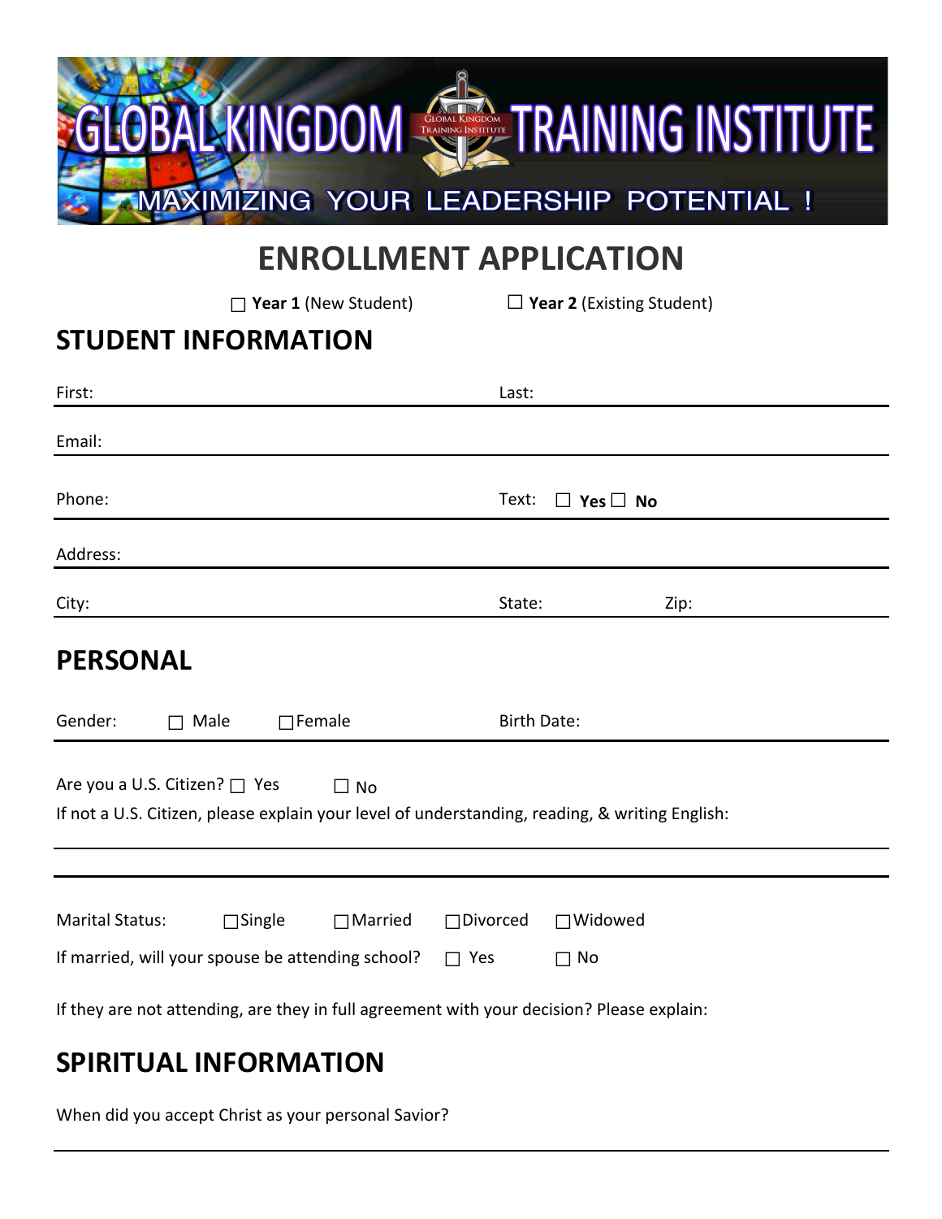# GLOBAL KINGDOM TRAINING INSTITUTE

MAXIMIZING YOUR LEADERSHIP POTENTIAL !

# ENROLLMENT APPLICATION

☐ **Year 1** (New Student) ☐ **Year 2** (Existing Student)

## STUDENT INFORMATION

First: Last:

Email:

Phone: Text: ☐ **Yes** ☐ **No**

Address:

City: State: Zip:

## PERSONAL

Gender: ☐ Male ☐ Female Birth Date:

Are you a U.S. Citizen? ☐ Yes ☐ No

If not a U.S. Citizen, please explain your level of understanding, reading, & writing English:

Marital Status: ☐ Single ☐ Married ☐ Divorced ☐ Widowed

If married, will your spouse be attending school? ☐ Yes ☐ No

If they are not attending, are they in full agreement with your decision? Please explain:

## SPIRITUAL INFORMATION

When did you accept Christ as your personal Savior?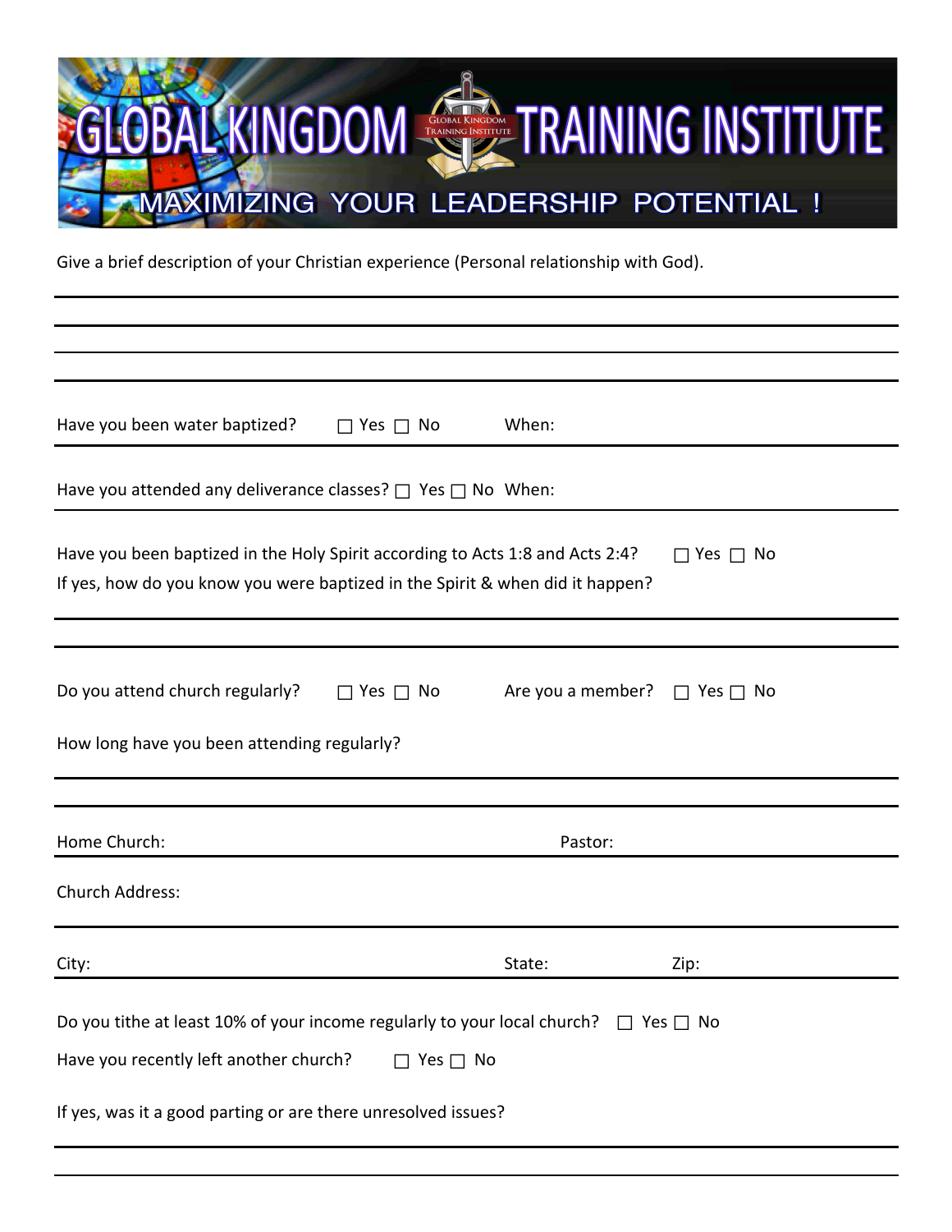# GLOBAL KINGDOM TRAINING INSTITUTE

## MAXIMIZING YOUR LEADERSHIP POTENTIAL !

Give a brief description of your Christian experience (Personal relationship with God).

______________________________________________

______________________________________________

______________________________________________

______________________________________________

Have you been water baptized? ☐ Yes ☐ No When:

Have you attended any deliverance classes? ☐ Yes ☐ No When:

Have you been baptized in the Holy Spirit according to Acts 1:8 and Acts 2:4? ☐ Yes ☐ No

If yes, how do you know you were baptized in the Spirit & when did it happen?

______________________________________________

______________________________________________

Do you attend church regularly? ☐ Yes ☐ No Are you a member? ☐ Yes ☐ No

How long have you been attending regularly?

______________________________________________

______________________________________________

Home Church: Pastor:

Church Address:

City: State: Zip:

Do you tithe at least 10% of your income regularly to your local church? ☐ Yes ☐ No

Have you recently left another church? ☐ Yes ☐ No

If yes, was it a good parting or are there unresolved issues?

______________________________________________

______________________________________________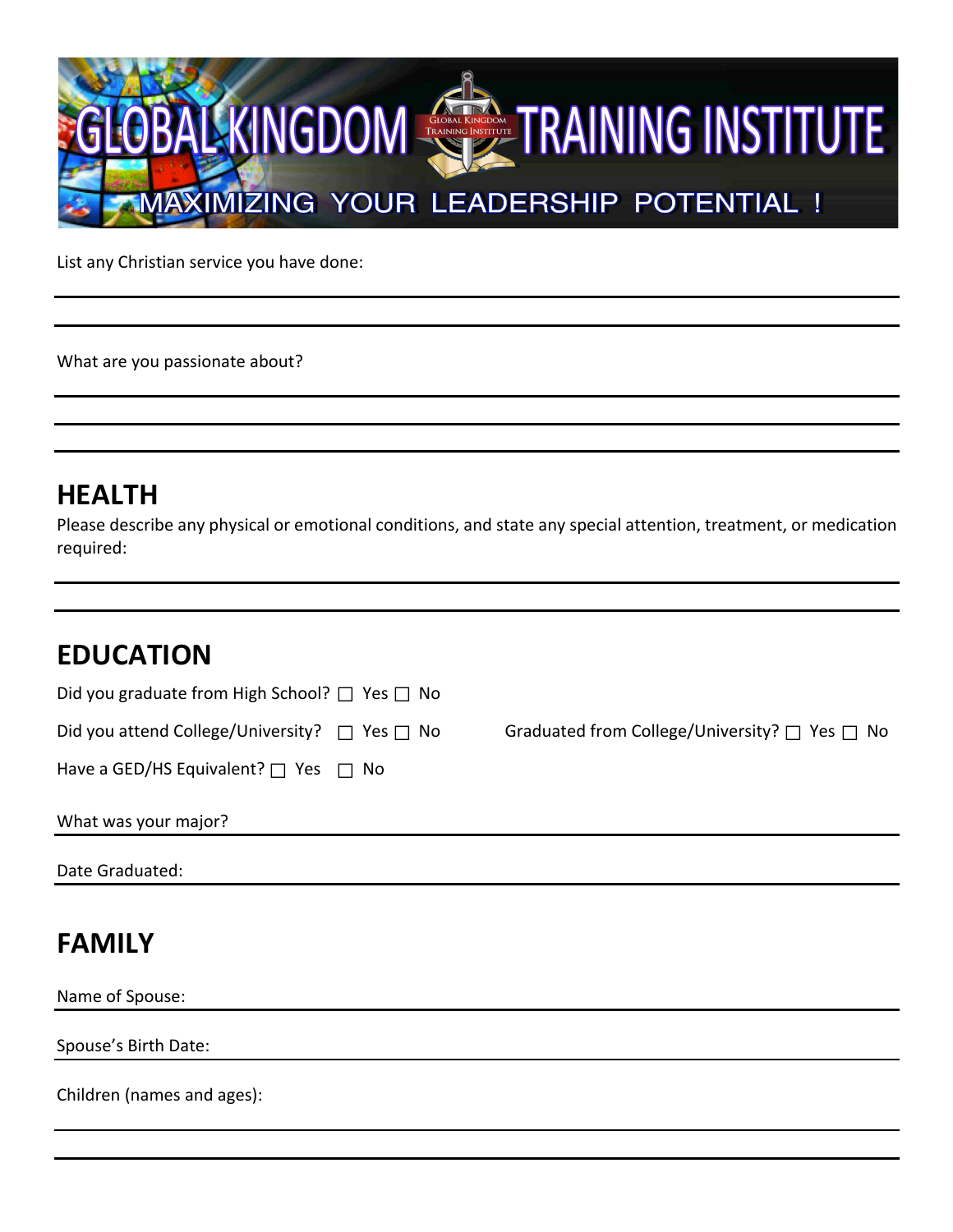GLOBAL KINGDOM TRAINING INSTITUTE

MAXIMIZING YOUR LEADERSHIP POTENTIAL !

List any Christian service you have done:

______________________________________________

______________________________________________

What are you passionate about?

______________________________________________

______________________________________________

______________________________________________

## HEALTH

Please describe any physical or emotional conditions, and state any special attention, treatment, or medication required:

______________________________________________

______________________________________________

## EDUCATION

Did you graduate from High School? ☐ Yes ☐ No

Did you attend College/University? ☐ Yes ☐ No

Graduated from College/University? ☐ Yes ☐ No

Have a GED/HS Equivalent? ☐ Yes ☐ No

What was your major? ______________________________________________

Date Graduated: ______________________________________________

## FAMILY

Name of Spouse: ______________________________________________

Spouse's Birth Date: ______________________________________________

Children (names and ages):

______________________________________________

______________________________________________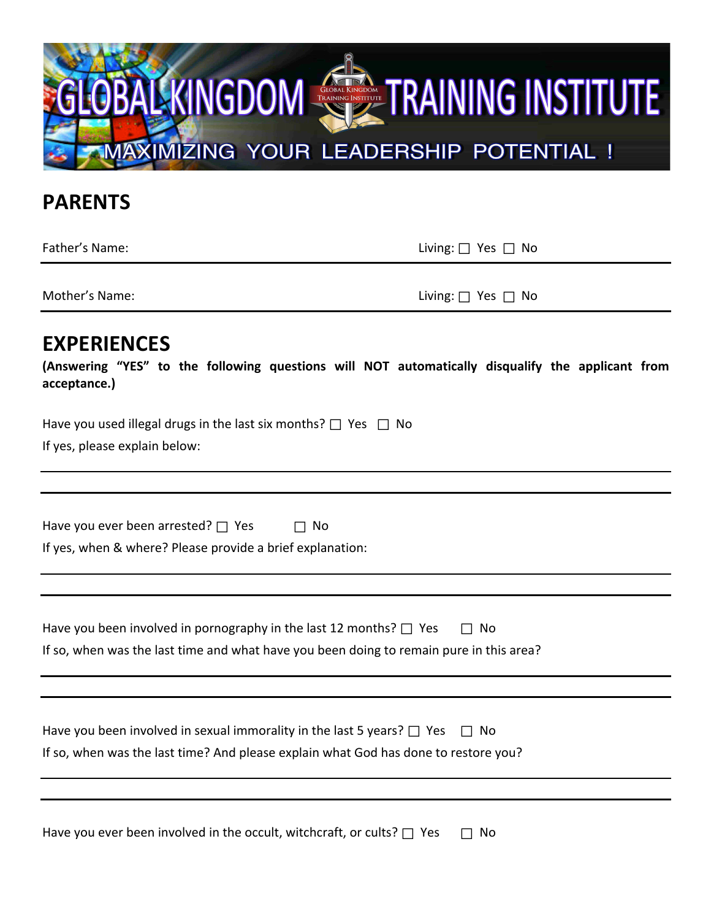GLOBAL KINGDOM TRAINING INSTITUTE

MAXIMIZING YOUR LEADERSHIP POTENTIAL !

## PARENTS

Father's Name: Living: ☐ Yes ☐ No

Mother's Name: Living: ☐ Yes ☐ No

## EXPERIENCES

**(Answering "YES" to the following questions will NOT automatically disqualify the applicant from acceptance.)**

Have you used illegal drugs in the last six months? ☐ Yes ☐ No

If yes, please explain below:

Have you ever been arrested? ☐ Yes ☐ No

If yes, when & where? Please provide a brief explanation:

Have you been involved in pornography in the last 12 months? ☐ Yes ☐ No

If so, when was the last time and what have you been doing to remain pure in this area?

Have you been involved in sexual immorality in the last 5 years? ☐ Yes ☐ No

If so, when was the last time? And please explain what God has done to restore you?

Have you ever been involved in the occult, witchcraft, or cults? ☐ Yes ☐ No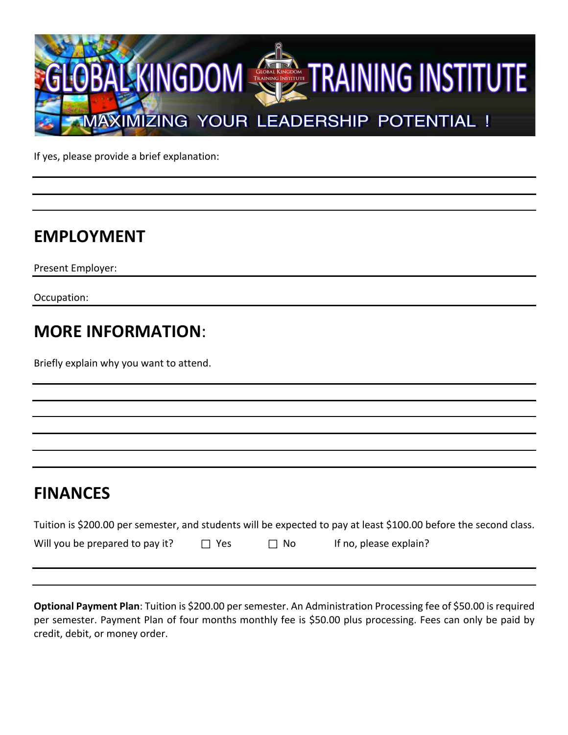If yes, please provide a brief explanation:

## EMPLOYMENT

Present Employer:

Occupation:

## MORE INFORMATION:

Briefly explain why you want to attend.

## FINANCES

Tuition is $200.00 per semester, and students will be expected to pay at least $100.00 before the second class.

Will you be prepared to pay it? ☐ Yes ☐ No If no, please explain?

**Optional Payment Plan**: Tuition is $200.00 per semester. An Administration Processing fee of $50.00 is required per semester. Payment Plan of four months monthly fee is $50.00 plus processing. Fees can only be paid by credit, debit, or money order.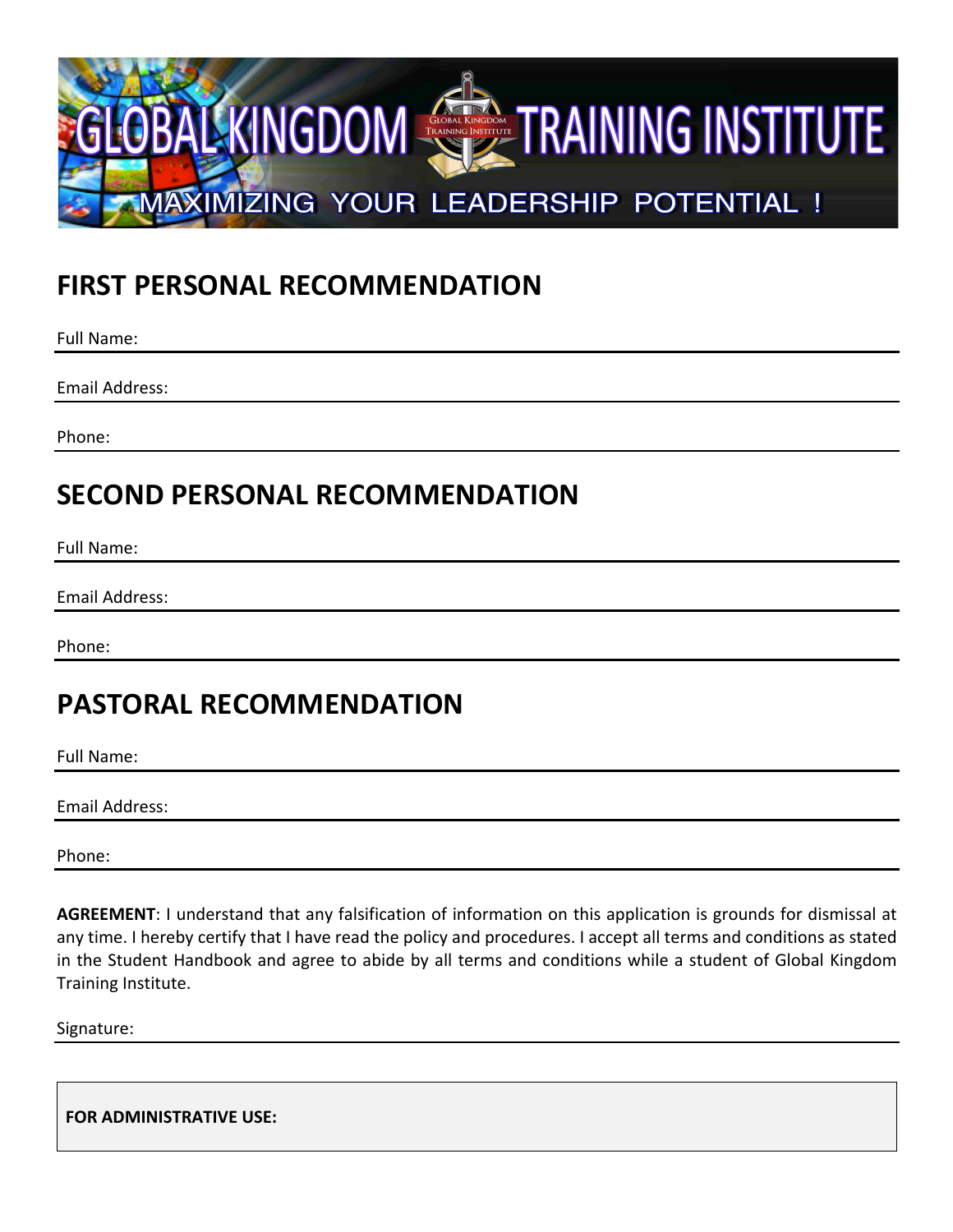# GLOBAL KINGDOM TRAINING INSTITUTE

MAXIMIZING YOUR LEADERSHIP POTENTIAL !

## FIRST PERSONAL RECOMMENDATION

Full Name:

Email Address:

Phone:

## SECOND PERSONAL RECOMMENDATION

Full Name:

Email Address:

Phone:

## PASTORAL RECOMMENDATION

Full Name:

Email Address:

Phone:

**AGREEMENT**: I understand that any falsification of information on this application is grounds for dismissal at any time. I hereby certify that I have read the policy and procedures. I accept all terms and conditions as stated in the Student Handbook and agree to abide by all terms and conditions while a student of Global Kingdom Training Institute.

Signature:

**FOR ADMINISTRATIVE USE:**